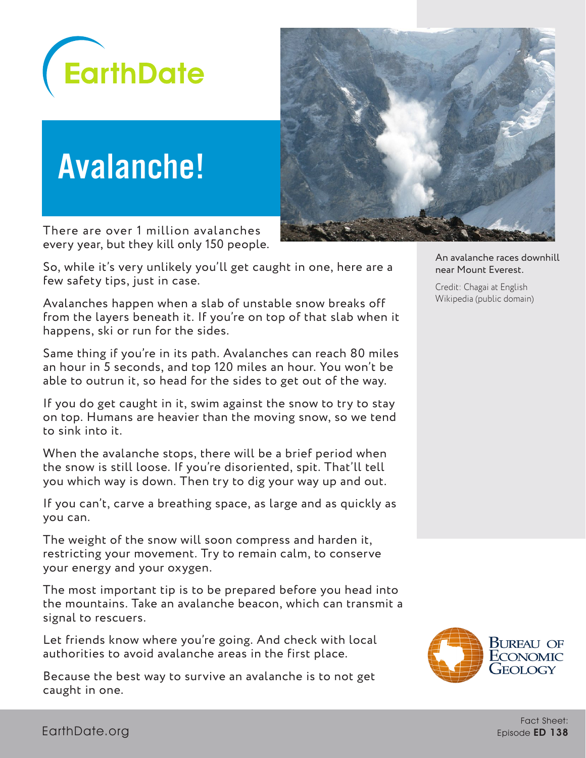EarthDate

# Avalanche!

There are over 1 million avalanches every year, but they kill only 150 people.

So, while it's very unlikely you'll get caught in one, here are a few safety tips, just in case.

Avalanches happen when a slab of unstable snow breaks off from the layers beneath it. If you're on top of that slab when it happens, ski or run for the sides.

Same thing if you're in its path. Avalanches can reach 80 miles an hour in 5 seconds, and top 120 miles an hour. You won't be able to outrun it, so head for the sides to get out of the way.

If you do get caught in it, swim against the snow to try to stay on top. Humans are heavier than the moving snow, so we tend to sink into it.

When the avalanche stops, there will be a brief period when the snow is still loose. If you're disoriented, spit. That'll tell you which way is down. Then try to dig your way up and out.

If you can't, carve a breathing space, as large and as quickly as you can.

The weight of the snow will soon compress and harden it, restricting your movement. Try to remain calm, to conserve your energy and your oxygen.

The most important tip is to be prepared before you head into the mountains. Take an avalanche beacon, which can transmit a signal to rescuers.

Let friends know where you're going. And check with local authorities to avoid avalanche areas in the first place.

Because the best way to survive an avalanche is to not get caught in one.

An avalanche races downhill near Mount Everest.

Credit: Chagai at English Wikipedia (public domain)

Bureau of Economic Geology

EarthDate.org

Fact Sheet: Episode **ED 138**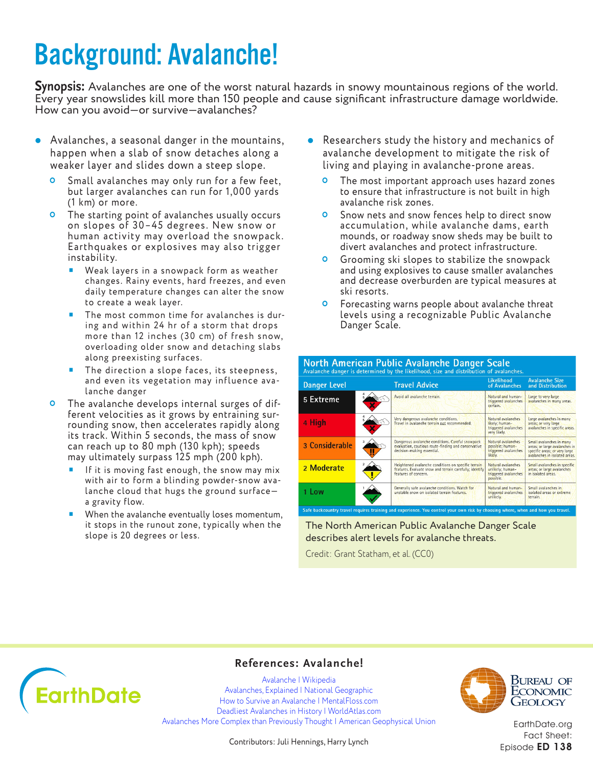# Background: Avalanche!

**Synopsis:** Avalanches are one of the worst natural hazards in snowy mountainous regions of the world. Every year snowslides kill more than 150 people and cause significant infrastructure damage worldwide. How can you avoid—or survive—avalanches?

- Avalanches, a seasonal danger in the mountains, happen when a slab of snow detaches along a weaker layer and slides down a steep slope.
  - Small avalanches may only run for a few feet, but larger avalanches can run for 1,000 yards (1 km) or more.
  - The starting point of avalanches usually occurs on slopes of 30–45 degrees. New snow or human activity may overload the snowpack. Earthquakes or explosives may also trigger instability.
    - Weak layers in a snowpack form as weather changes. Rainy events, hard freezes, and even daily temperature changes can alter the snow to create a weak layer.
    - The most common time for avalanches is during and within 24 hr of a storm that drops more than 12 inches (30 cm) of fresh snow, overloading older snow and detaching slabs along preexisting surfaces.
    - The direction a slope faces, its steepness, and even its vegetation may influence avalanche danger
  - The avalanche develops internal surges of different velocities as it grows by entraining surrounding snow, then accelerates rapidly along its track. Within 5 seconds, the mass of snow can reach up to 80 mph (130 kph); speeds may ultimately surpass 125 mph (200 kph).
    - If it is moving fast enough, the snow may mix with air to form a blinding powder-snow avalanche cloud that hugs the ground surface—a gravity flow.
    - When the avalanche eventually loses momentum, it stops in the runout zone, typically when the slope is 20 degrees or less.
- Researchers study the history and mechanics of avalanche development to mitigate the risk of living and playing in avalanche-prone areas.
  - The most important approach uses hazard zones to ensure that infrastructure is not built in high avalanche risk zones.
  - Snow nets and snow fences help to direct snow accumulation, while avalanche dams, earth mounds, or roadway snow sheds may be built to divert avalanches and protect infrastructure.
  - Grooming ski slopes to stabilize the snowpack and using explosives to cause smaller avalanches and decrease overburden are typical measures at ski resorts.
  - Forecasting warns people about avalanche threat levels using a recognizable Public Avalanche Danger Scale.

**North American Public Avalanche Danger Scale**
Avalanche danger is determined by the likelihood, size and distribution of avalanches.

| Danger Level | Travel Advice | Likelihood of Avalanches | Avalanche Size and Distribution |
|---|---|---|---|
| 5 Extreme | Avoid all avalanche terrain. | Natural and human-triggered avalanches certain. | Large to very large avalanches in many areas. |
| 4 High | Very dangerous avalanche conditions. Travel in avalanche terrain not recommended. | Natural avalanches likely; human-triggered avalanches very likely. | Large avalanches in many areas; or very large avalanches in specific areas. |
| 3 Considerable | Dangerous avalanche conditions. Careful snowpack evaluation, cautious route-finding and conservative decision-making essential. | Natural avalanches possible; human-triggered avalanches likely. | Small avalanches in many areas; or large avalanches in specific areas; or very large avalanches in isolated areas. |
| 2 Moderate | Heightened avalanche conditions on specific terrain features. Evaluate snow and terrain carefully; identify features of concern. | Natural avalanches unlikely; human-triggered avalanches possible. | Small avalanches in specific areas; or large avalanches in isolated areas. |
| 1 Low | Generally safe avalanche conditions. Watch for unstable snow on isolated terrain features. | Natural and human-triggered avalanches unlikely. | Small avalanches in isolated areas or extreme terrain. |

Safe backcountry travel requires training and experience. You control your own risk by choosing where, when and how you travel.

The North American Public Avalanche Danger Scale describes alert levels for avalanche threats.

Credit: Grant Statham, et al. (CC0)

## References: Avalanche!

Avalanche | Wikipedia
Avalanches, Explained | National Geographic
How to Survive an Avalanche | MentalFloss.com
Deadliest Avalanches in History | WorldAtlas.com
Avalanches More Complex than Previously Thought | American Geophysical Union

Contributors: Juli Hennings, Harry Lynch

EarthDate.org Fact Sheet: Episode **ED 138**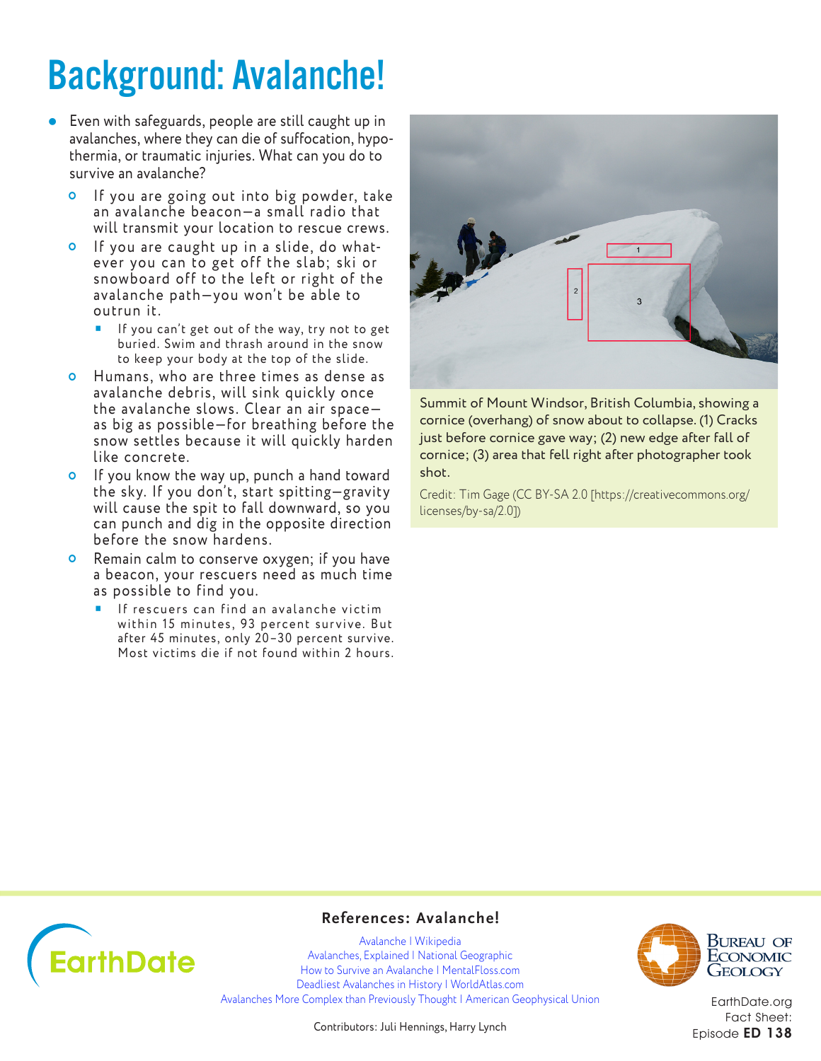# Background: Avalanche!

- Even with safeguards, people are still caught up in avalanches, where they can die of suffocation, hypothermia, or traumatic injuries. What can you do to survive an avalanche?
  - If you are going out into big powder, take an avalanche beacon—a small radio that will transmit your location to rescue crews.
  - If you are caught up in a slide, do whatever you can to get off the slab; ski or snowboard off to the left or right of the avalanche path—you won't be able to outrun it.
    - If you can't get out of the way, try not to get buried. Swim and thrash around in the snow to keep your body at the top of the slide.
  - Humans, who are three times as dense as avalanche debris, will sink quickly once the avalanche slows. Clear an air space—as big as possible—for breathing before the snow settles because it will quickly harden like concrete.
  - If you know the way up, punch a hand toward the sky. If you don't, start spitting—gravity will cause the spit to fall downward, so you can punch and dig in the opposite direction before the snow hardens.
  - Remain calm to conserve oxygen; if you have a beacon, your rescuers need as much time as possible to find you.
    - If rescuers can find an avalanche victim within 15 minutes, 93 percent survive. But after 45 minutes, only 20–30 percent survive. Most victims die if not found within 2 hours.

1

2

3

Summit of Mount Windsor, British Columbia, showing a cornice (overhang) of snow about to collapse. (1) Cracks just before cornice gave way; (2) new edge after fall of cornice; (3) area that fell right after photographer took shot.

Credit: Tim Gage (CC BY-SA 2.0 [https://creativecommons.org/licenses/by-sa/2.0])

## References: Avalanche!

Avalanche | Wikipedia
Avalanches, Explained | National Geographic
How to Survive an Avalanche | MentalFloss.com
Deadliest Avalanches in History | WorldAtlas.com
Avalanches More Complex than Previously Thought | American Geophysical Union

Contributors: Juli Hennings, Harry Lynch

EarthDate

Bureau of Economic Geology

EarthDate.org
Fact Sheet:
Episode **ED 138**